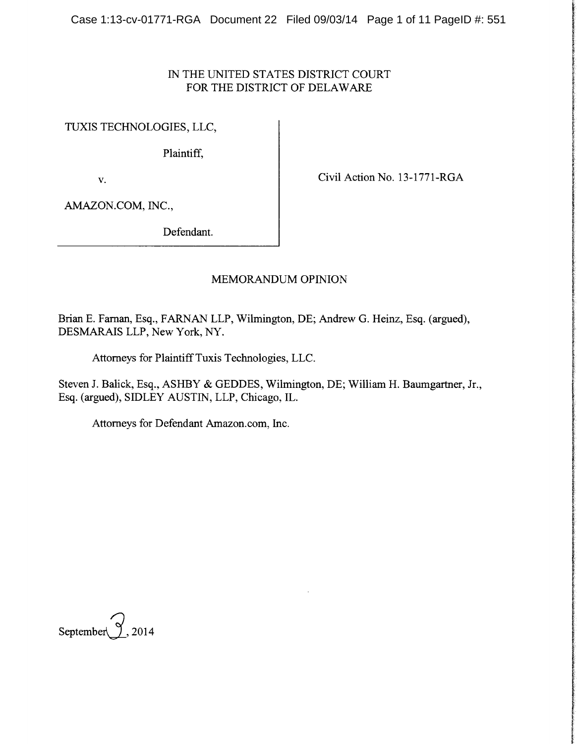IN THE UNITED STATES DISTRICT COURT
FOR THE DISTRICT OF DELAWARE

TUXIS TECHNOLOGIES, LLC,

Plaintiff,

v.

AMAZON.COM, INC.,

Defendant.

Civil Action No. 13-1771-RGA

## MEMORANDUM OPINION

Brian E. Farnan, Esq., FARNAN LLP, Wilmington, DE; Andrew G. Heinz, Esq. (argued), DESMARAIS LLP, New York, NY.

Attorneys for Plaintiff Tuxis Technologies, LLC.

Steven J. Balick, Esq., ASHBY & GEDDES, Wilmington, DE; William H. Baumgartner, Jr., Esq. (argued), SIDLEY AUSTIN, LLP, Chicago, IL.

Attorneys for Defendant Amazon.com, Inc.

September 3, 2014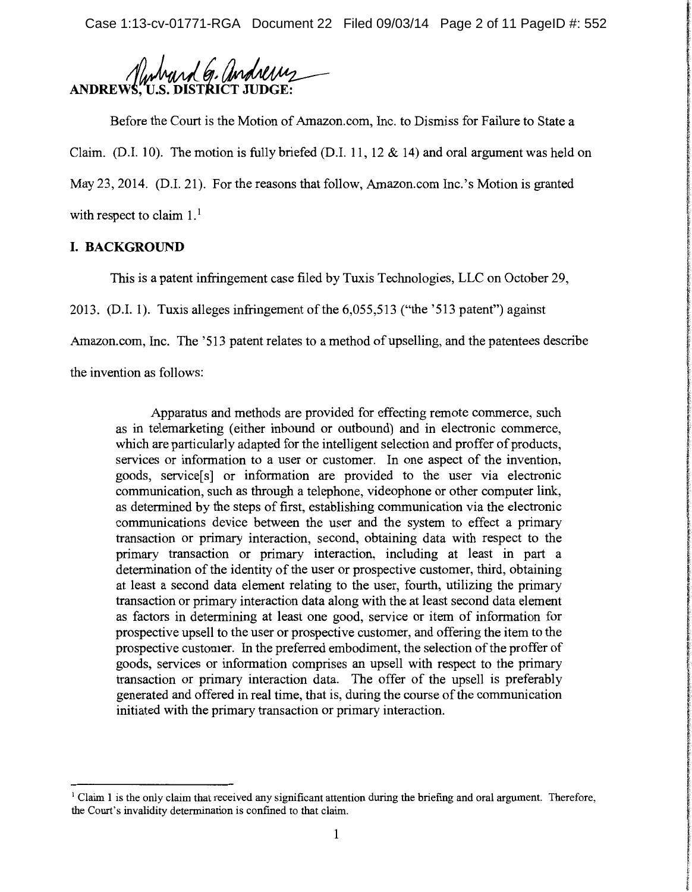ANDREWS, U.S. DISTRICT JUDGE:

Before the Court is the Motion of Amazon.com, Inc. to Dismiss for Failure to State a Claim. (D.I. 10). The motion is fully briefed (D.I. 11, 12 & 14) and oral argument was held on May 23, 2014. (D.I. 21). For the reasons that follow, Amazon.com Inc.'s Motion is granted with respect to claim 1.[1]

## I. BACKGROUND

This is a patent infringement case filed by Tuxis Technologies, LLC on October 29, 2013. (D.I. 1). Tuxis alleges infringement of the 6,055,513 ("the '513 patent") against Amazon.com, Inc. The '513 patent relates to a method of upselling, and the patentees describe the invention as follows:

> Apparatus and methods are provided for effecting remote commerce, such as in telemarketing (either inbound or outbound) and in electronic commerce, which are particularly adapted for the intelligent selection and proffer of products, services or information to a user or customer. In one aspect of the invention, goods, service[s] or information are provided to the user via electronic communication, such as through a telephone, videophone or other computer link, as determined by the steps of first, establishing communication via the electronic communications device between the user and the system to effect a primary transaction or primary interaction, second, obtaining data with respect to the primary transaction or primary interaction, including at least in part a determination of the identity of the user or prospective customer, third, obtaining at least a second data element relating to the user, fourth, utilizing the primary transaction or primary interaction data along with the at least second data element as factors in determining at least one good, service or item of information for prospective upsell to the user or prospective customer, and offering the item to the prospective customer. In the preferred embodiment, the selection of the proffer of goods, services or information comprises an upsell with respect to the primary transaction or primary interaction data. The offer of the upsell is preferably generated and offered in real time, that is, during the course of the communication initiated with the primary transaction or primary interaction.

[1] Claim 1 is the only claim that received any significant attention during the briefing and oral argument. Therefore, the Court's invalidity determination is confined to that claim.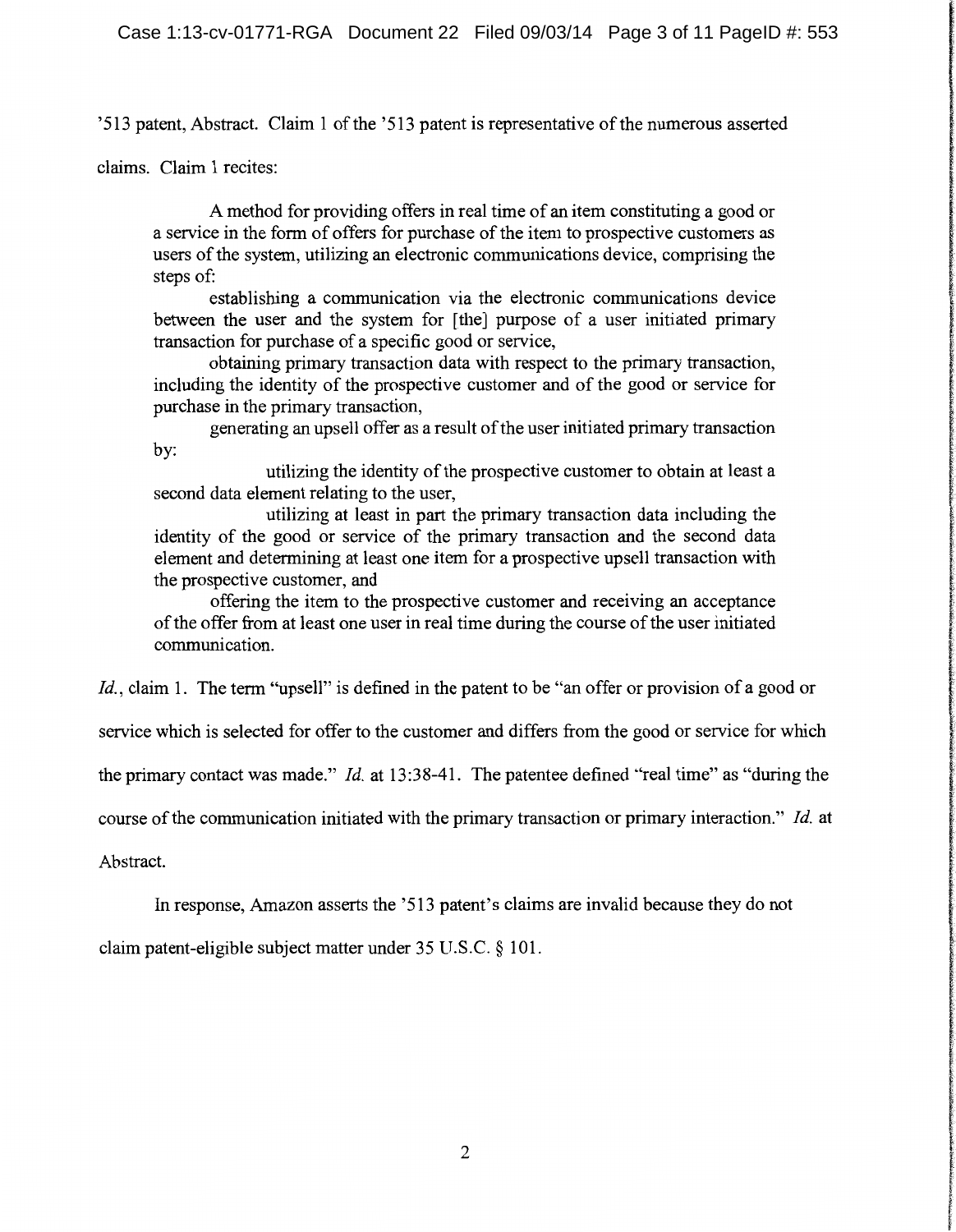'513 patent, Abstract. Claim 1 of the '513 patent is representative of the numerous asserted claims. Claim 1 recites:

> A method for providing offers in real time of an item constituting a good or a service in the form of offers for purchase of the item to prospective customers as users of the system, utilizing an electronic communications device, comprising the steps of:
>
> establishing a communication via the electronic communications device between the user and the system for [the] purpose of a user initiated primary transaction for purchase of a specific good or service,
>
> obtaining primary transaction data with respect to the primary transaction, including the identity of the prospective customer and of the good or service for purchase in the primary transaction,
>
> generating an upsell offer as a result of the user initiated primary transaction by:
>
> > utilizing the identity of the prospective customer to obtain at least a second data element relating to the user,
> >
> > utilizing at least in part the primary transaction data including the identity of the good or service of the primary transaction and the second data element and determining at least one item for a prospective upsell transaction with the prospective customer, and
>
> offering the item to the prospective customer and receiving an acceptance of the offer from at least one user in real time during the course of the user initiated communication.

*Id.*, claim 1. The term "upsell" is defined in the patent to be "an offer or provision of a good or service which is selected for offer to the customer and differs from the good or service for which the primary contact was made." *Id.* at 13:38-41. The patentee defined "real time" as "during the course of the communication initiated with the primary transaction or primary interaction." *Id.* at Abstract.

In response, Amazon asserts the '513 patent's claims are invalid because they do not claim patent-eligible subject matter under 35 U.S.C. § 101.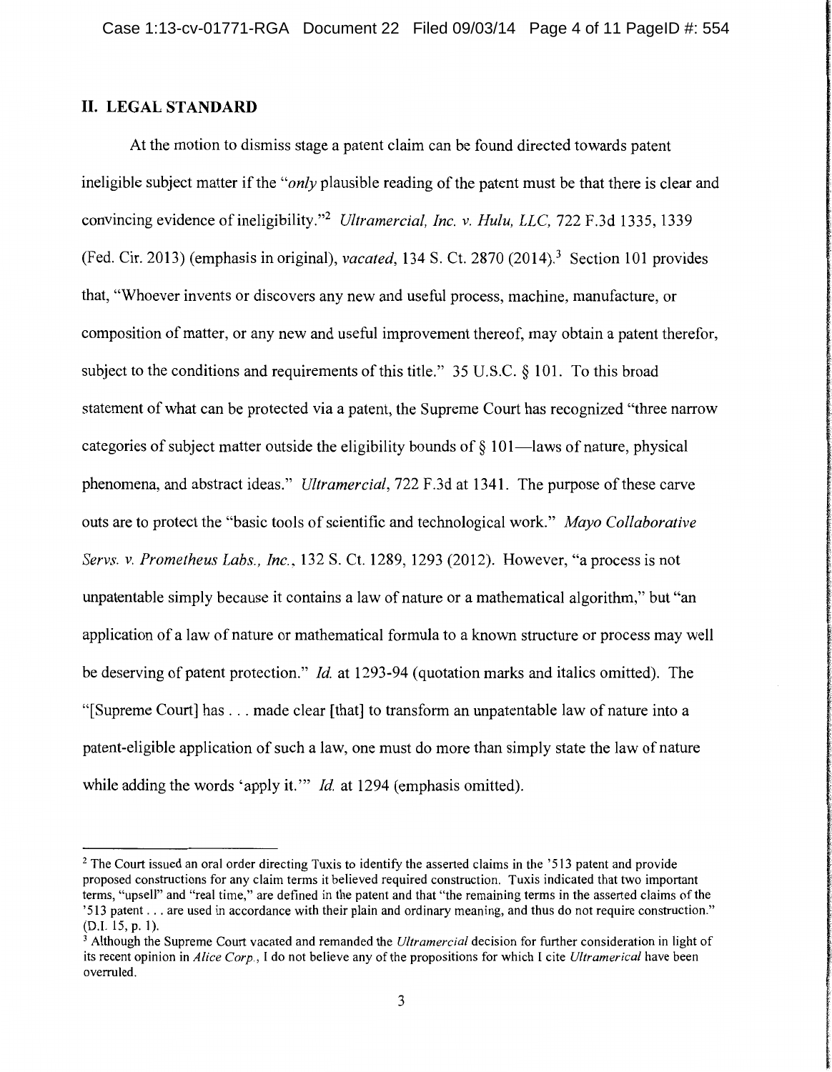## II. LEGAL STANDARD

At the motion to dismiss stage a patent claim can be found directed towards patent ineligible subject matter if the "*only* plausible reading of the patent must be that there is clear and convincing evidence of ineligibility."[2] *Ultramercial, Inc. v. Hulu, LLC,* 722 F.3d 1335, 1339 (Fed. Cir. 2013) (emphasis in original), *vacated*, 134 S. Ct. 2870 (2014).[3] Section 101 provides that, "Whoever invents or discovers any new and useful process, machine, manufacture, or composition of matter, or any new and useful improvement thereof, may obtain a patent therefor, subject to the conditions and requirements of this title." 35 U.S.C. § 101. To this broad statement of what can be protected via a patent, the Supreme Court has recognized "three narrow categories of subject matter outside the eligibility bounds of § 101—laws of nature, physical phenomena, and abstract ideas." *Ultramercial*, 722 F.3d at 1341. The purpose of these carve outs are to protect the "basic tools of scientific and technological work." *Mayo Collaborative Servs. v. Prometheus Labs., Inc.*, 132 S. Ct. 1289, 1293 (2012). However, "a process is not unpatentable simply because it contains a law of nature or a mathematical algorithm," but "an application of a law of nature or mathematical formula to a known structure or process may well be deserving of patent protection." *Id.* at 1293-94 (quotation marks and italics omitted). The "[Supreme Court] has . . . made clear [that] to transform an unpatentable law of nature into a patent-eligible application of such a law, one must do more than simply state the law of nature while adding the words 'apply it.'" *Id.* at 1294 (emphasis omitted).

---

[2] The Court issued an oral order directing Tuxis to identify the asserted claims in the '513 patent and provide proposed constructions for any claim terms it believed required construction. Tuxis indicated that two important terms, "upsell" and "real time," are defined in the patent and that "the remaining terms in the asserted claims of the '513 patent . . . are used in accordance with their plain and ordinary meaning, and thus do not require construction." (D.I. 15, p. 1).

[3] Although the Supreme Court vacated and remanded the *Ultramercial* decision for further consideration in light of its recent opinion in *Alice Corp.*, I do not believe any of the propositions for which I cite *Ultramerical* have been overruled.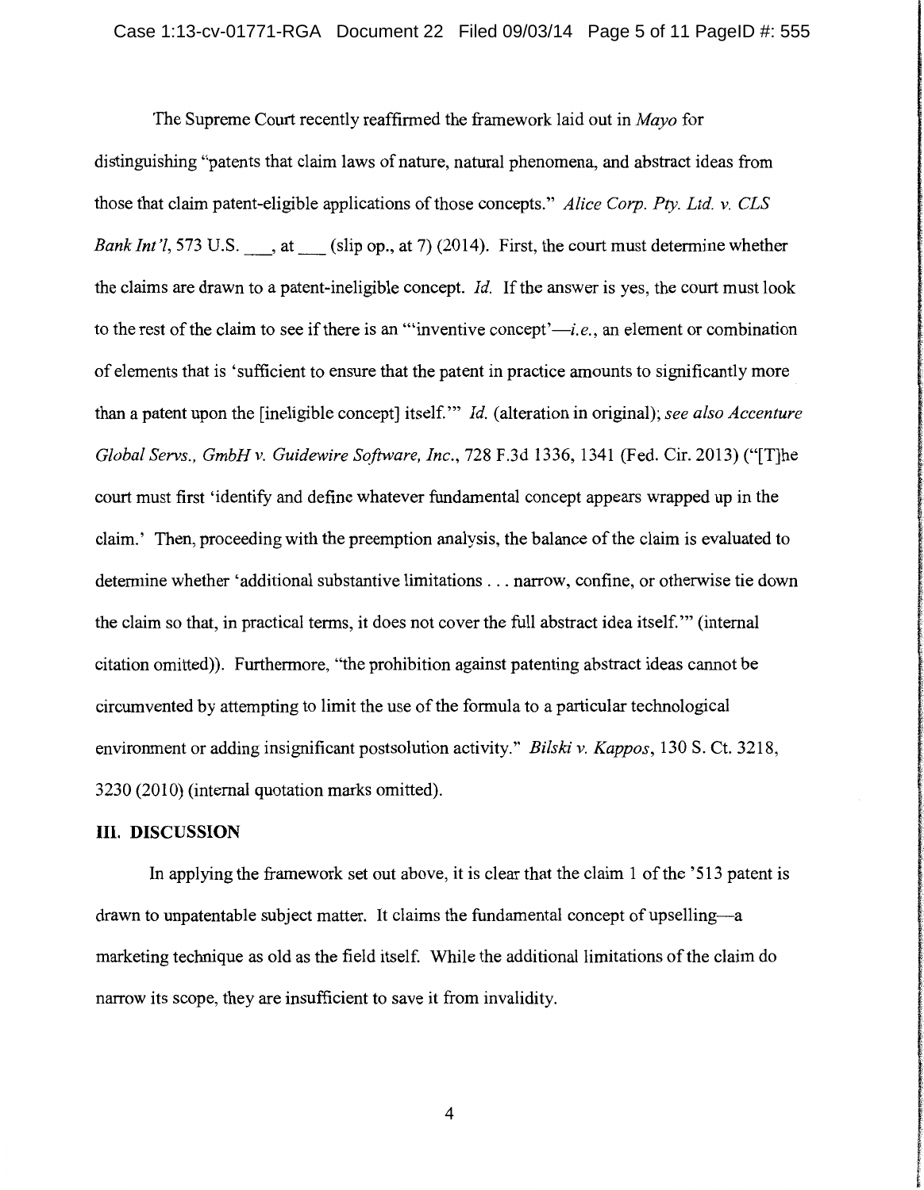The Supreme Court recently reaffirmed the framework laid out in *Mayo* for distinguishing "patents that claim laws of nature, natural phenomena, and abstract ideas from those that claim patent-eligible applications of those concepts." *Alice Corp. Pty. Ltd. v. CLS Bank Int'l*, 573 U.S. ___, at ___ (slip op., at 7) (2014). First, the court must determine whether the claims are drawn to a patent-ineligible concept. *Id.* If the answer is yes, the court must look to the rest of the claim to see if there is an "'inventive concept'—*i.e.*, an element or combination of elements that is 'sufficient to ensure that the patent in practice amounts to significantly more than a patent upon the [ineligible concept] itself.'" *Id.* (alteration in original); *see also Accenture Global Servs., GmbH v. Guidewire Software, Inc.*, 728 F.3d 1336, 1341 (Fed. Cir. 2013) ("[T]he court must first 'identify and define whatever fundamental concept appears wrapped up in the claim.' Then, proceeding with the preemption analysis, the balance of the claim is evaluated to determine whether 'additional substantive limitations . . . narrow, confine, or otherwise tie down the claim so that, in practical terms, it does not cover the full abstract idea itself.'" (internal citation omitted)). Furthermore, "the prohibition against patenting abstract ideas cannot be circumvented by attempting to limit the use of the formula to a particular technological environment or adding insignificant postsolution activity." *Bilski v. Kappos*, 130 S. Ct. 3218, 3230 (2010) (internal quotation marks omitted).

## III. DISCUSSION

In applying the framework set out above, it is clear that the claim 1 of the '513 patent is drawn to unpatentable subject matter. It claims the fundamental concept of upselling—a marketing technique as old as the field itself. While the additional limitations of the claim do narrow its scope, they are insufficient to save it from invalidity.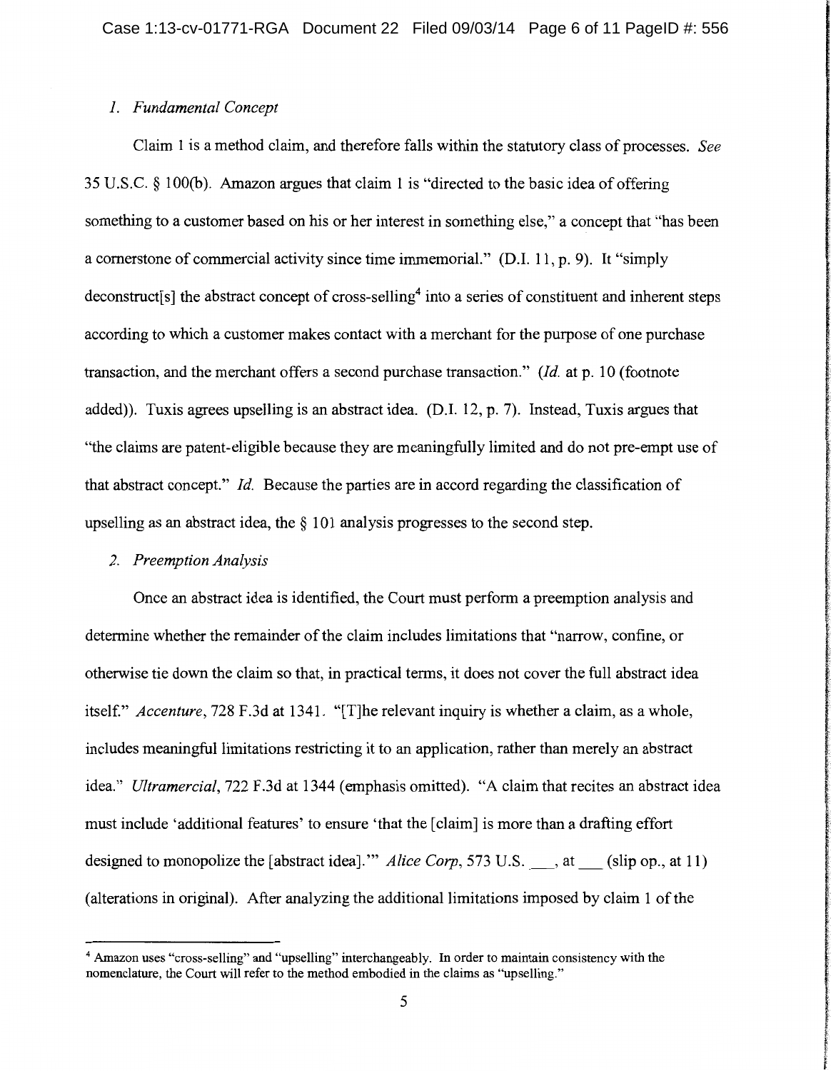*1. Fundamental Concept*

Claim 1 is a method claim, and therefore falls within the statutory class of processes. *See* 35 U.S.C. § 100(b). Amazon argues that claim 1 is "directed to the basic idea of offering something to a customer based on his or her interest in something else," a concept that "has been a cornerstone of commercial activity since time immemorial." (D.I. 11, p. 9). It "simply deconstruct[s] the abstract concept of cross-selling[4] into a series of constituent and inherent steps according to which a customer makes contact with a merchant for the purpose of one purchase transaction, and the merchant offers a second purchase transaction." (*Id.* at p. 10 (footnote added)). Tuxis agrees upselling is an abstract idea. (D.I. 12, p. 7). Instead, Tuxis argues that "the claims are patent-eligible because they are meaningfully limited and do not pre-empt use of that abstract concept." *Id.* Because the parties are in accord regarding the classification of upselling as an abstract idea, the § 101 analysis progresses to the second step.

*2. Preemption Analysis*

Once an abstract idea is identified, the Court must perform a preemption analysis and determine whether the remainder of the claim includes limitations that "narrow, confine, or otherwise tie down the claim so that, in practical terms, it does not cover the full abstract idea itself." *Accenture*, 728 F.3d at 1341. "[T]he relevant inquiry is whether a claim, as a whole, includes meaningful limitations restricting it to an application, rather than merely an abstract idea." *Ultramercial*, 722 F.3d at 1344 (emphasis omitted). "A claim that recites an abstract idea must include 'additional features' to ensure 'that the [claim] is more than a drafting effort designed to monopolize the [abstract idea].'" *Alice Corp*, 573 U.S. \_\_\_, at \_\_\_ (slip op., at 11) (alterations in original). After analyzing the additional limitations imposed by claim 1 of the

[4] Amazon uses "cross-selling" and "upselling" interchangeably. In order to maintain consistency with the nomenclature, the Court will refer to the method embodied in the claims as "upselling."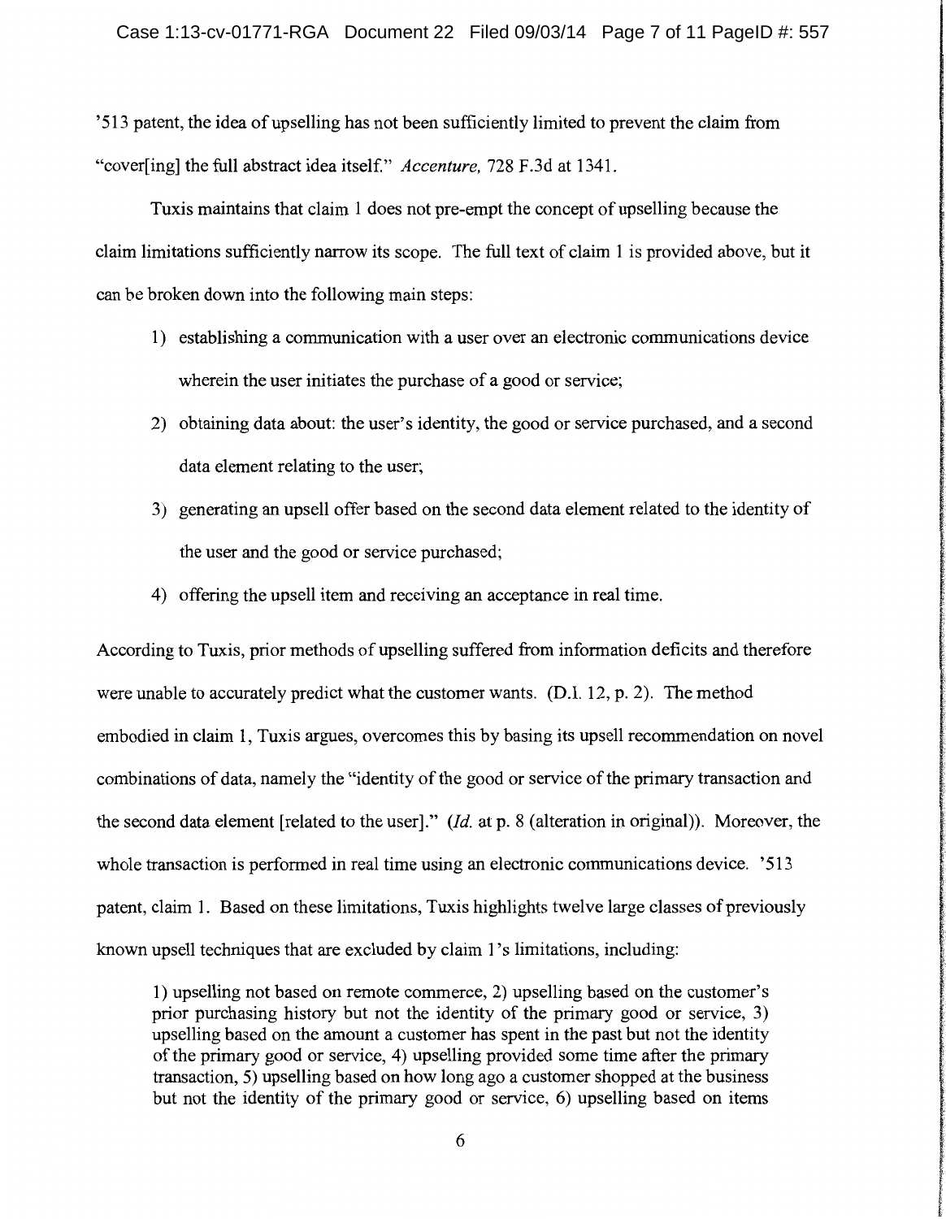'513 patent, the idea of upselling has not been sufficiently limited to prevent the claim from "cover[ing] the full abstract idea itself." *Accenture*, 728 F.3d at 1341.

Tuxis maintains that claim 1 does not pre-empt the concept of upselling because the claim limitations sufficiently narrow its scope. The full text of claim 1 is provided above, but it can be broken down into the following main steps:

1) establishing a communication with a user over an electronic communications device wherein the user initiates the purchase of a good or service;
2) obtaining data about: the user's identity, the good or service purchased, and a second data element relating to the user;
3) generating an upsell offer based on the second data element related to the identity of the user and the good or service purchased;
4) offering the upsell item and receiving an acceptance in real time.

According to Tuxis, prior methods of upselling suffered from information deficits and therefore were unable to accurately predict what the customer wants. (D.I. 12, p. 2). The method embodied in claim 1, Tuxis argues, overcomes this by basing its upsell recommendation on novel combinations of data, namely the "identity of the good or service of the primary transaction and the second data element [related to the user]." (*Id.* at p. 8 (alteration in original)). Moreover, the whole transaction is performed in real time using an electronic communications device. '513 patent, claim 1. Based on these limitations, Tuxis highlights twelve large classes of previously known upsell techniques that are excluded by claim 1's limitations, including:

> 1) upselling not based on remote commerce, 2) upselling based on the customer's prior purchasing history but not the identity of the primary good or service, 3) upselling based on the amount a customer has spent in the past but not the identity of the primary good or service, 4) upselling provided some time after the primary transaction, 5) upselling based on how long ago a customer shopped at the business but not the identity of the primary good or service, 6) upselling based on items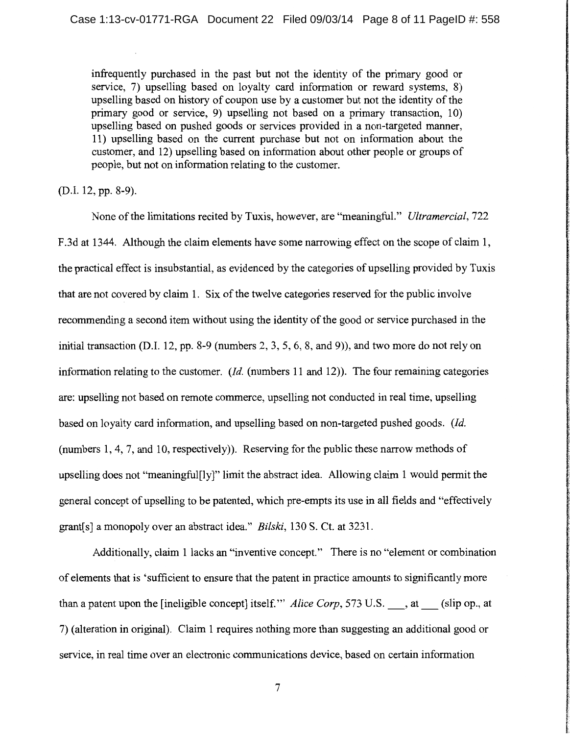infrequently purchased in the past but not the identity of the primary good or service, 7) upselling based on loyalty card information or reward systems, 8) upselling based on history of coupon use by a customer but not the identity of the primary good or service, 9) upselling not based on a primary transaction, 10) upselling based on pushed goods or services provided in a non-targeted manner, 11) upselling based on the current purchase but not on information about the customer, and 12) upselling based on information about other people or groups of people, but not on information relating to the customer.

(D.I. 12, pp. 8-9).

None of the limitations recited by Tuxis, however, are "meaningful." *Ultramercial*, 722 F.3d at 1344. Although the claim elements have some narrowing effect on the scope of claim 1, the practical effect is insubstantial, as evidenced by the categories of upselling provided by Tuxis that are not covered by claim 1. Six of the twelve categories reserved for the public involve recommending a second item without using the identity of the good or service purchased in the initial transaction (D.I. 12, pp. 8-9 (numbers 2, 3, 5, 6, 8, and 9)), and two more do not rely on information relating to the customer. (*Id.* (numbers 11 and 12)). The four remaining categories are: upselling not based on remote commerce, upselling not conducted in real time, upselling based on loyalty card information, and upselling based on non-targeted pushed goods. (*Id.* (numbers 1, 4, 7, and 10, respectively)). Reserving for the public these narrow methods of upselling does not "meaningful[ly]" limit the abstract idea. Allowing claim 1 would permit the general concept of upselling to be patented, which pre-empts its use in all fields and "effectively grant[s] a monopoly over an abstract idea." *Bilski*, 130 S. Ct. at 3231.

Additionally, claim 1 lacks an "inventive concept." There is no "element or combination of elements that is 'sufficient to ensure that the patent in practice amounts to significantly more than a patent upon the [ineligible concept] itself.'" *Alice Corp*, 573 U.S. \_\_\_, at \_\_\_ (slip op., at 7) (alteration in original). Claim 1 requires nothing more than suggesting an additional good or service, in real time over an electronic communications device, based on certain information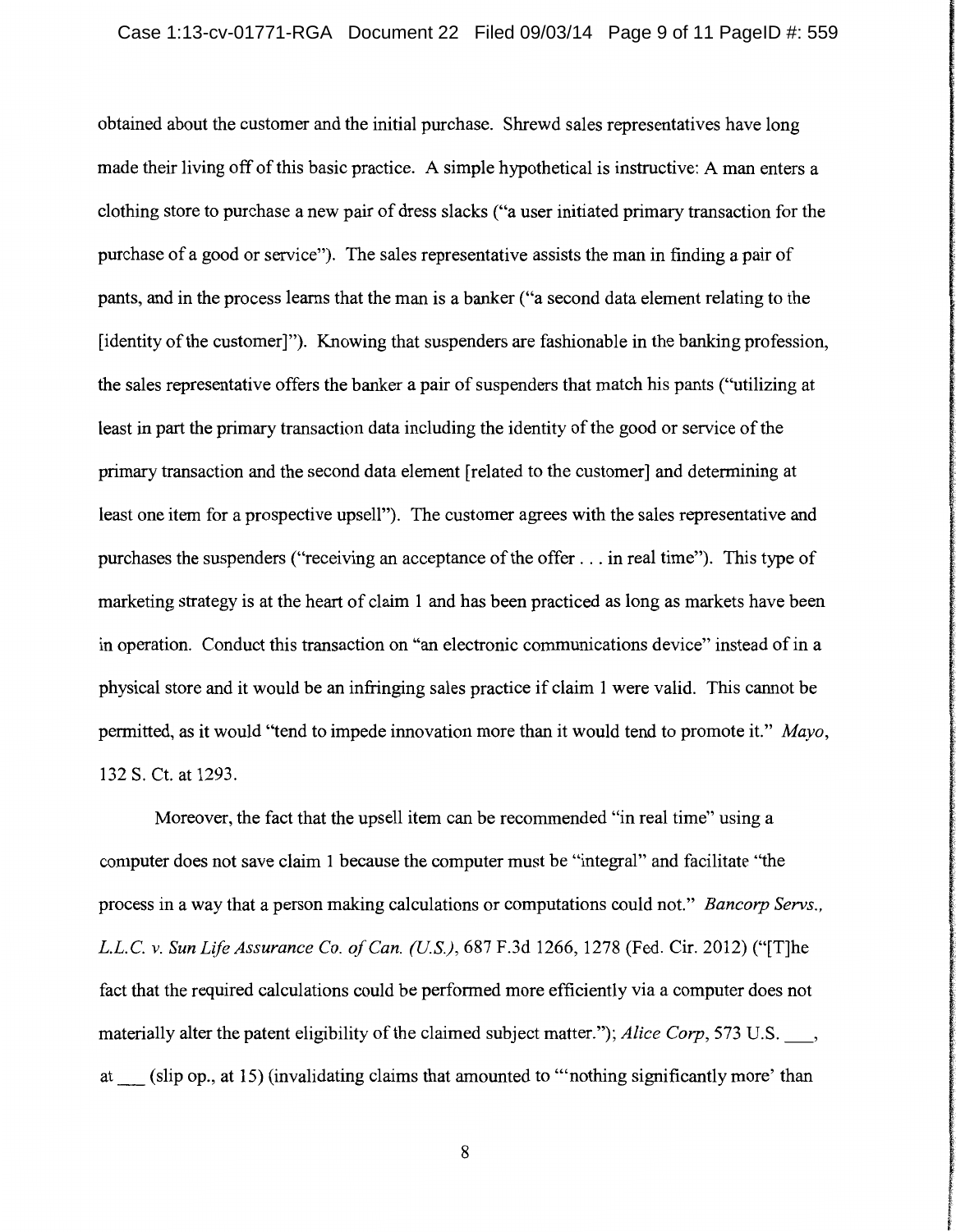obtained about the customer and the initial purchase. Shrewd sales representatives have long made their living off of this basic practice. A simple hypothetical is instructive: A man enters a clothing store to purchase a new pair of dress slacks ("a user initiated primary transaction for the purchase of a good or service"). The sales representative assists the man in finding a pair of pants, and in the process learns that the man is a banker ("a second data element relating to the [identity of the customer]"). Knowing that suspenders are fashionable in the banking profession, the sales representative offers the banker a pair of suspenders that match his pants ("utilizing at least in part the primary transaction data including the identity of the good or service of the primary transaction and the second data element [related to the customer] and determining at least one item for a prospective upsell"). The customer agrees with the sales representative and purchases the suspenders ("receiving an acceptance of the offer . . . in real time"). This type of marketing strategy is at the heart of claim 1 and has been practiced as long as markets have been in operation. Conduct this transaction on "an electronic communications device" instead of in a physical store and it would be an infringing sales practice if claim 1 were valid. This cannot be permitted, as it would "tend to impede innovation more than it would tend to promote it." *Mayo*, 132 S. Ct. at 1293.

Moreover, the fact that the upsell item can be recommended "in real time" using a computer does not save claim 1 because the computer must be "integral" and facilitate "the process in a way that a person making calculations or computations could not." *Bancorp Servs., L.L.C. v. Sun Life Assurance Co. of Can. (U.S.)*, 687 F.3d 1266, 1278 (Fed. Cir. 2012) ("[T]he fact that the required calculations could be performed more efficiently via a computer does not materially alter the patent eligibility of the claimed subject matter."); *Alice Corp*, 573 U.S. ___, at ___ (slip op., at 15) (invalidating claims that amounted to "'nothing significantly more' than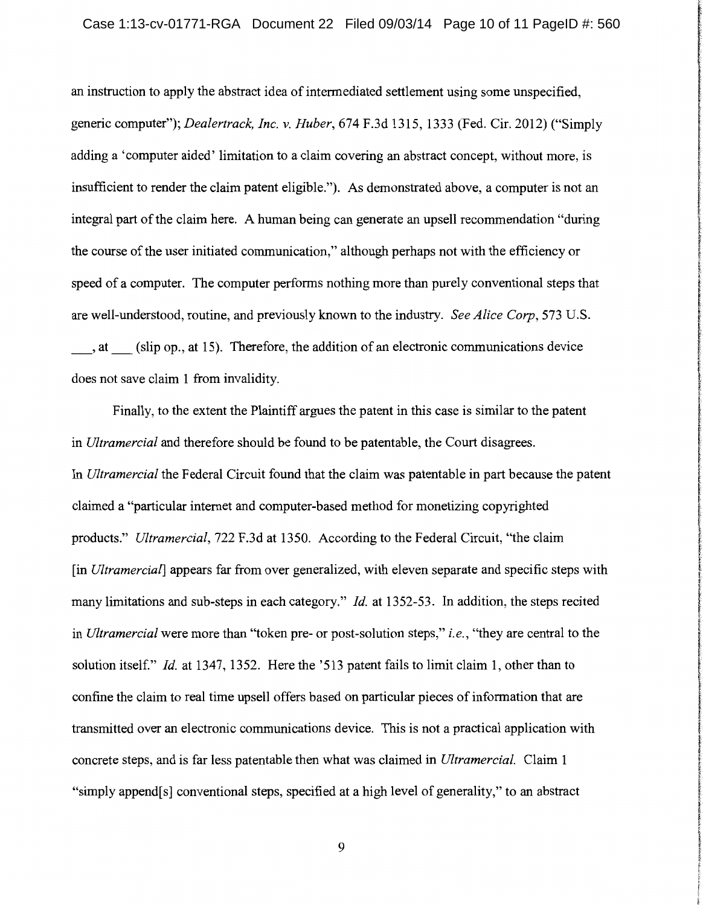an instruction to apply the abstract idea of intermediated settlement using some unspecified, generic computer"); *Dealertrack, Inc. v. Huber*, 674 F.3d 1315, 1333 (Fed. Cir. 2012) ("Simply adding a 'computer aided' limitation to a claim covering an abstract concept, without more, is insufficient to render the claim patent eligible."). As demonstrated above, a computer is not an integral part of the claim here. A human being can generate an upsell recommendation "during the course of the user initiated communication," although perhaps not with the efficiency or speed of a computer. The computer performs nothing more than purely conventional steps that are well-understood, routine, and previously known to the industry. *See Alice Corp*, 573 U.S. ___, at ___ (slip op., at 15). Therefore, the addition of an electronic communications device does not save claim 1 from invalidity.

Finally, to the extent the Plaintiff argues the patent in this case is similar to the patent in *Ultramercial* and therefore should be found to be patentable, the Court disagrees. In *Ultramercial* the Federal Circuit found that the claim was patentable in part because the patent claimed a "particular internet and computer-based method for monetizing copyrighted products." *Ultramercial*, 722 F.3d at 1350. According to the Federal Circuit, "the claim [in *Ultramercial*] appears far from over generalized, with eleven separate and specific steps with many limitations and sub-steps in each category." *Id.* at 1352-53. In addition, the steps recited in *Ultramercial* were more than "token pre- or post-solution steps," *i.e.*, "they are central to the solution itself." *Id.* at 1347, 1352. Here the '513 patent fails to limit claim 1, other than to confine the claim to real time upsell offers based on particular pieces of information that are transmitted over an electronic communications device. This is not a practical application with concrete steps, and is far less patentable then what was claimed in *Ultramercial.* Claim 1 "simply append[s] conventional steps, specified at a high level of generality," to an abstract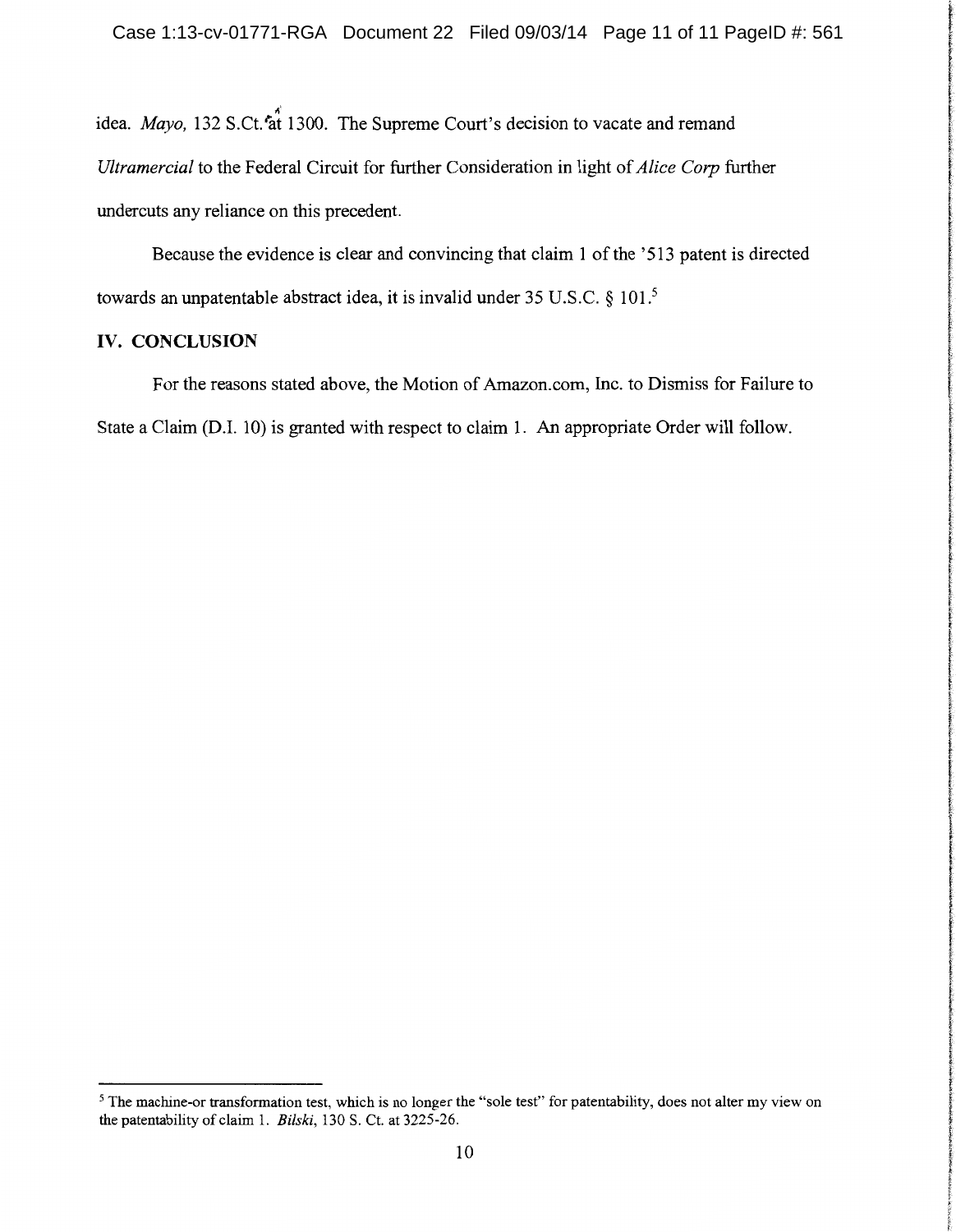idea. *Mayo,* 132 S.Ct. at 1300. The Supreme Court's decision to vacate and remand *Ultramercial* to the Federal Circuit for further Consideration in light of *Alice Corp* further undercuts any reliance on this precedent.

Because the evidence is clear and convincing that claim 1 of the '513 patent is directed towards an unpatentable abstract idea, it is invalid under 35 U.S.C. § 101.[5]

## IV. CONCLUSION

For the reasons stated above, the Motion of Amazon.com, Inc. to Dismiss for Failure to State a Claim (D.I. 10) is granted with respect to claim 1. An appropriate Order will follow.

---

[5] The machine-or transformation test, which is no longer the "sole test" for patentability, does not alter my view on the patentability of claim 1. *Bilski*, 130 S. Ct. at 3225-26.